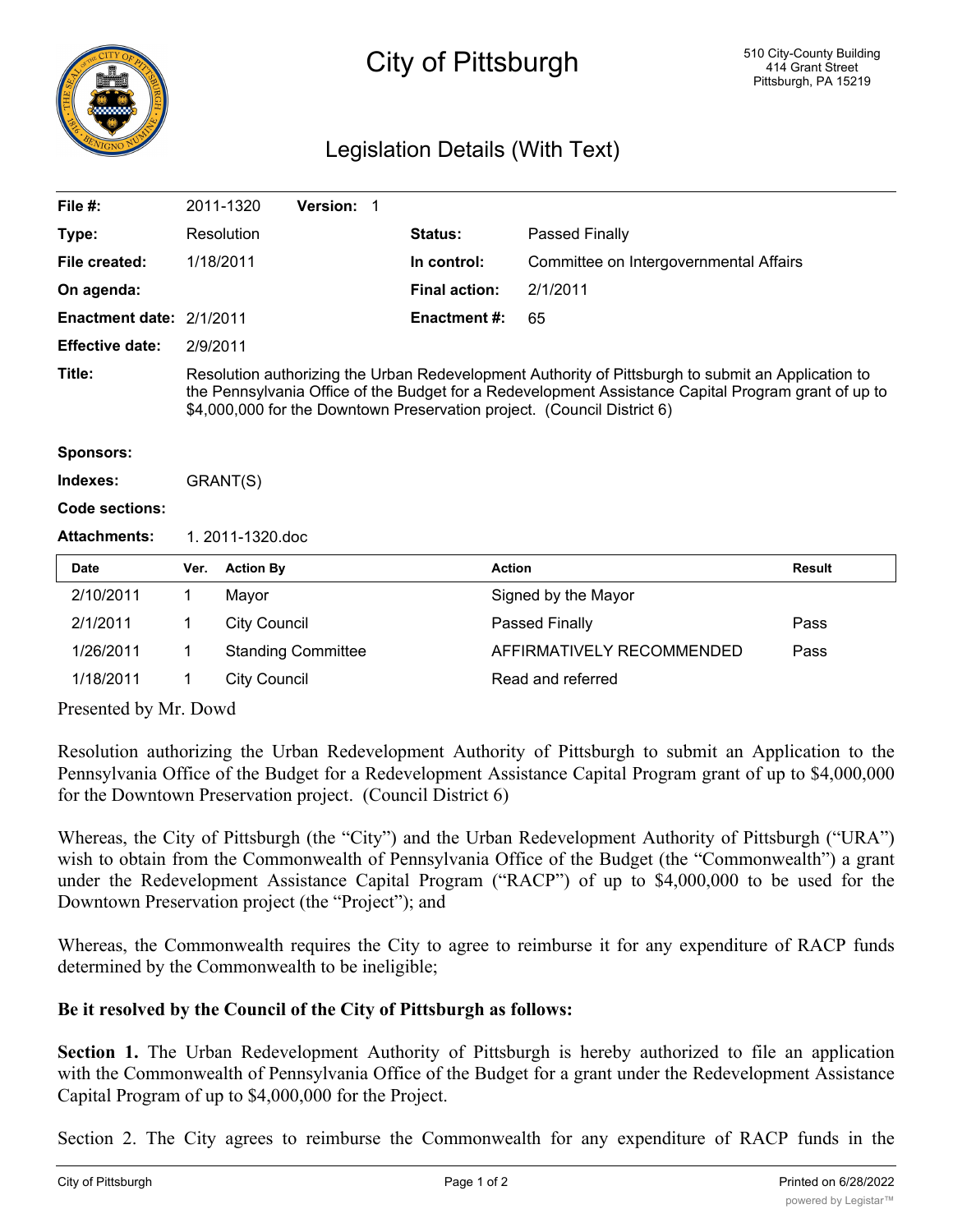# City of Pittsburgh

510 City-County Building
414 Grant Street
Pittsburgh, PA 15219

## Legislation Details (With Text)

| | | | |
|---|---|---|---|
| **File #:** | 2011-1320 **Version:** 1 | | |
| **Type:** | Resolution | **Status:** | Passed Finally |
| **File created:** | 1/18/2011 | **In control:** | Committee on Intergovernmental Affairs |
| **On agenda:** | | **Final action:** | 2/1/2011 |
| **Enactment date:** | 2/1/2011 | **Enactment #:** | 65 |
| **Effective date:** | 2/9/2011 | | |

**Title:** Resolution authorizing the Urban Redevelopment Authority of Pittsburgh to submit an Application to the Pennsylvania Office of the Budget for a Redevelopment Assistance Capital Program grant of up to $4,000,000 for the Downtown Preservation project. (Council District 6)

**Sponsors:**

**Indexes:** GRANT(S)

**Code sections:**

**Attachments:** 1. 2011-1320.doc

| Date | Ver. | Action By | Action | Result |
|---|---|---|---|---|
| 2/10/2011 | 1 | Mayor | Signed by the Mayor | |
| 2/1/2011 | 1 | City Council | Passed Finally | Pass |
| 1/26/2011 | 1 | Standing Committee | AFFIRMATIVELY RECOMMENDED | Pass |
| 1/18/2011 | 1 | City Council | Read and referred | |

Presented by Mr. Dowd

Resolution authorizing the Urban Redevelopment Authority of Pittsburgh to submit an Application to the Pennsylvania Office of the Budget for a Redevelopment Assistance Capital Program grant of up to $4,000,000 for the Downtown Preservation project. (Council District 6)

Whereas, the City of Pittsburgh (the "City") and the Urban Redevelopment Authority of Pittsburgh ("URA") wish to obtain from the Commonwealth of Pennsylvania Office of the Budget (the "Commonwealth") a grant under the Redevelopment Assistance Capital Program ("RACP") of up to $4,000,000 to be used for the Downtown Preservation project (the "Project"); and

Whereas, the Commonwealth requires the City to agree to reimburse it for any expenditure of RACP funds determined by the Commonwealth to be ineligible;

**Be it resolved by the Council of the City of Pittsburgh as follows:**

**Section 1.** The Urban Redevelopment Authority of Pittsburgh is hereby authorized to file an application with the Commonwealth of Pennsylvania Office of the Budget for a grant under the Redevelopment Assistance Capital Program of up to $4,000,000 for the Project.

Section 2. The City agrees to reimburse the Commonwealth for any expenditure of RACP funds in the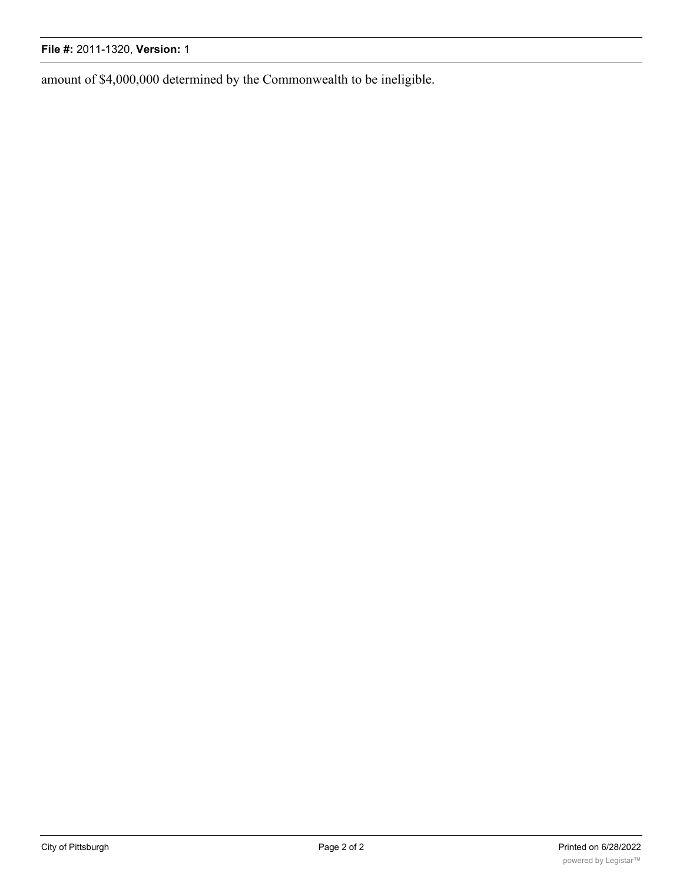amount of $4,000,000 determined by the Commonwealth to be ineligible.